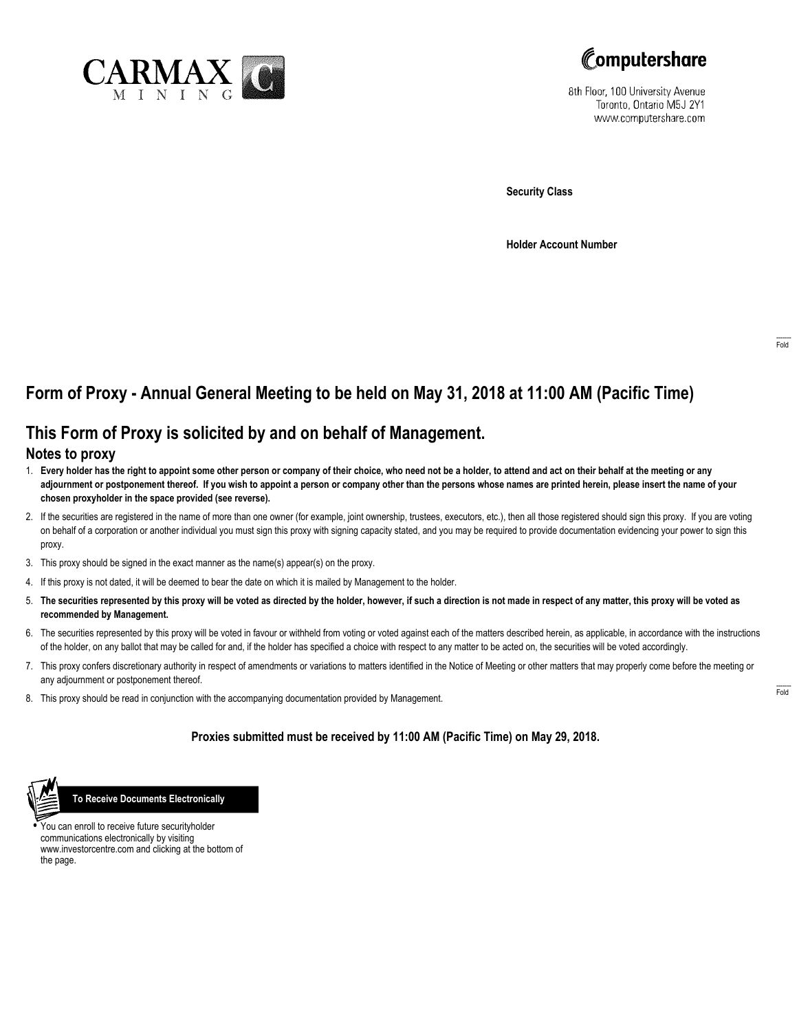CARMAX MINING

Computershare

8th Floor, 100 University Avenue
Toronto, Ontario M5J 2Y1
www.computershare.com

**Security Class**

**Holder Account Number**

Fold

# Form of Proxy - Annual General Meeting to be held on May 31, 2018 at 11:00 AM (Pacific Time)

## This Form of Proxy is solicited by and on behalf of Management.

### Notes to proxy

1. **Every holder has the right to appoint some other person or company of their choice, who need not be a holder, to attend and act on their behalf at the meeting or any adjournment or postponement thereof. If you wish to appoint a person or company other than the persons whose names are printed herein, please insert the name of your chosen proxyholder in the space provided (see reverse).**
2. If the securities are registered in the name of more than one owner (for example, joint ownership, trustees, executors, etc.), then all those registered should sign this proxy. If you are voting on behalf of a corporation or another individual you must sign this proxy with signing capacity stated, and you may be required to provide documentation evidencing your power to sign this proxy.
3. This proxy should be signed in the exact manner as the name(s) appear(s) on the proxy.
4. If this proxy is not dated, it will be deemed to bear the date on which it is mailed by Management to the holder.
5. **The securities represented by this proxy will be voted as directed by the holder, however, if such a direction is not made in respect of any matter, this proxy will be voted as recommended by Management.**
6. The securities represented by this proxy will be voted in favour or withheld from voting or voted against each of the matters described herein, as applicable, in accordance with the instructions of the holder, on any ballot that may be called for and, if the holder has specified a choice with respect to any matter to be acted on, the securities will be voted accordingly.
7. This proxy confers discretionary authority in respect of amendments or variations to matters identified in the Notice of Meeting or other matters that may properly come before the meeting or any adjournment or postponement thereof.
8. This proxy should be read in conjunction with the accompanying documentation provided by Management.

Fold

**Proxies submitted must be received by 11:00 AM (Pacific Time) on May 29, 2018.**

**To Receive Documents Electronically**

- You can enroll to receive future securityholder communications electronically by visiting www.investorcentre.com and clicking at the bottom of the page.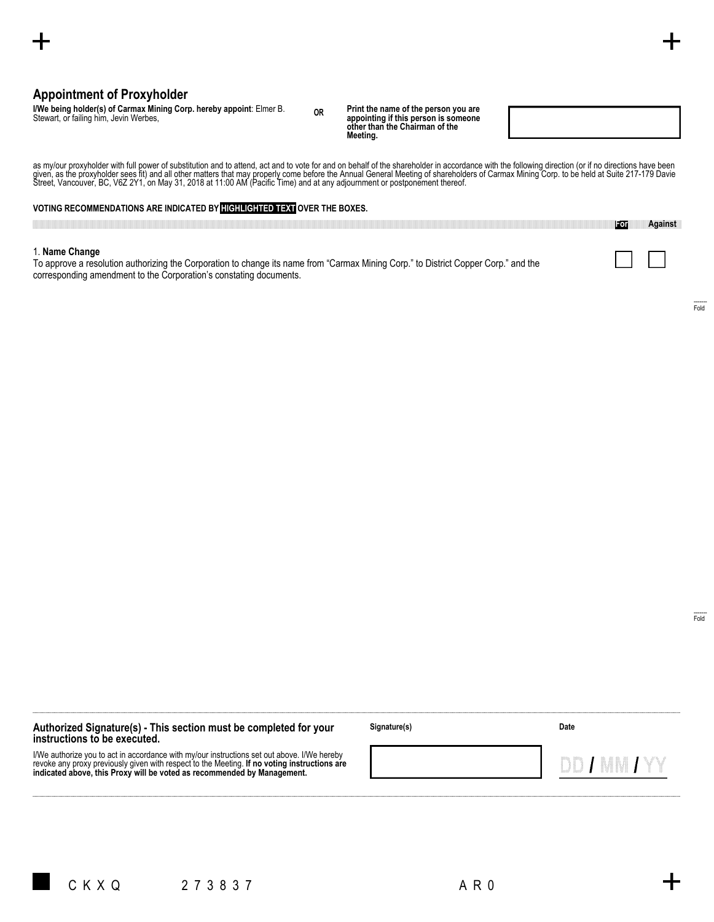## Appointment of Proxyholder

**I/We being holder(s) of Carmax Mining Corp. hereby appoint**: Elmer B. Stewart, or failing him, Jevin Werbes,

**OR**

**Print the name of the person you are appointing if this person is someone other than the Chairman of the Meeting.**

as my/our proxyholder with full power of substitution and to attend, act and to vote for and on behalf of the shareholder in accordance with the following direction (or if no directions have been given, as the proxyholder sees fit) and all other matters that may properly come before the Annual General Meeting of shareholders of Carmax Mining Corp. to be held at Suite 217-179 Davie Street, Vancouver, BC, V6Z 2Y1, on May 31, 2018 at 11:00 AM (Pacific Time) and at any adjournment or postponement thereof.

**VOTING RECOMMENDATIONS ARE INDICATED BY HIGHLIGHTED TEXT OVER THE BOXES.**

| | For | Against |
|---|---|---|
| 1. **Name Change**<br>To approve a resolution authorizing the Corporation to change its name from "Carmax Mining Corp." to District Copper Corp." and the corresponding amendment to the Corporation's constating documents. | ☐ | ☐ |

Fold

Fold

**Authorized Signature(s) - This section must be completed for your instructions to be executed.**

I/We authorize you to act in accordance with my/our instructions set out above. I/We hereby revoke any proxy previously given with respect to the Meeting. **If no voting instructions are indicated above, this Proxy will be voted as recommended by Management.**

**Signature(s)**

**Date**

DD / MM / YY

C K X Q 2 7 3 8 3 7 A R 0